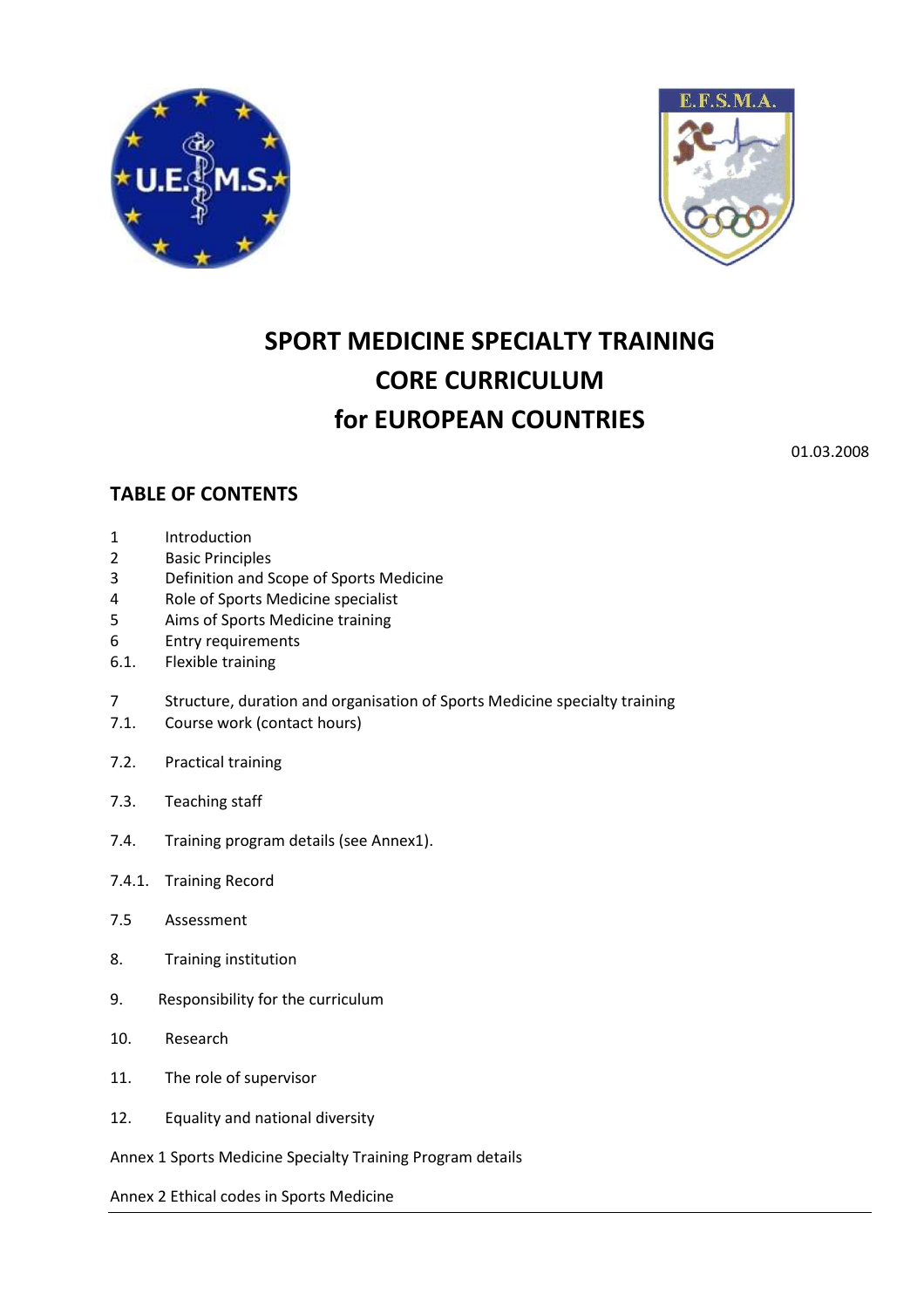# SPORT MEDICINE SPECIALTY TRAINING CORE CURRICULUM for EUROPEAN COUNTRIES

01.03.2008

## TABLE OF CONTENTS

1 Introduction
2 Basic Principles
3 Definition and Scope of Sports Medicine
4 Role of Sports Medicine specialist
5 Aims of Sports Medicine training
6 Entry requirements
6.1. Flexible training

7 Structure, duration and organisation of Sports Medicine specialty training
7.1. Course work (contact hours)

7.2. Practical training

7.3. Teaching staff

7.4. Training program details (see Annex1).

7.4.1. Training Record

7.5 Assessment

8. Training institution

9. Responsibility for the curriculum

10. Research

11. The role of supervisor

12. Equality and national diversity

Annex 1 Sports Medicine Specialty Training Program details

Annex 2 Ethical codes in Sports Medicine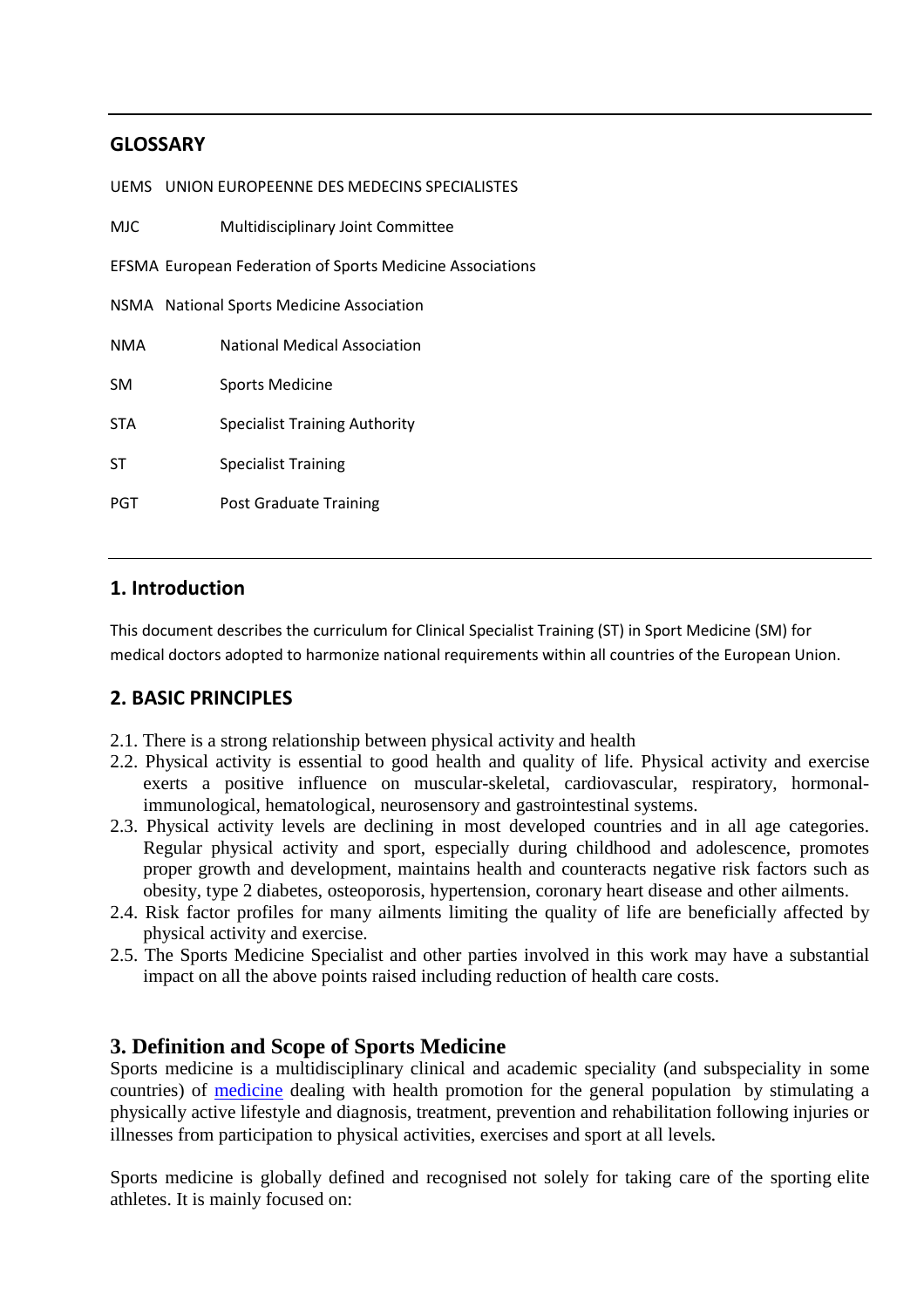## GLOSSARY

| | |
|---|---|
| UEMS | UNION EUROPEENNE DES MEDECINS SPECIALISTES |
| MJC | Multidisciplinary Joint Committee |
| EFSMA | European Federation of Sports Medicine Associations |
| NSMA | National Sports Medicine Association |
| NMA | National Medical Association |
| SM | Sports Medicine |
| STA | Specialist Training Authority |
| ST | Specialist Training |
| PGT | Post Graduate Training |

## 1. Introduction

This document describes the curriculum for Clinical Specialist Training (ST) in Sport Medicine (SM) for medical doctors adopted to harmonize national requirements within all countries of the European Union.

## 2. BASIC PRINCIPLES

2.1. There is a strong relationship between physical activity and health

2.2. Physical activity is essential to good health and quality of life. Physical activity and exercise exerts a positive influence on muscular-skeletal, cardiovascular, respiratory, hormonal-immunological, hematological, neurosensory and gastrointestinal systems.

2.3. Physical activity levels are declining in most developed countries and in all age categories. Regular physical activity and sport, especially during childhood and adolescence, promotes proper growth and development, maintains health and counteracts negative risk factors such as obesity, type 2 diabetes, osteoporosis, hypertension, coronary heart disease and other ailments.

2.4. Risk factor profiles for many ailments limiting the quality of life are beneficially affected by physical activity and exercise.

2.5. The Sports Medicine Specialist and other parties involved in this work may have a substantial impact on all the above points raised including reduction of health care costs.

## 3. Definition and Scope of Sports Medicine

Sports medicine is a multidisciplinary clinical and academic speciality (and subspeciality in some countries) of medicine dealing with health promotion for the general population by stimulating a physically active lifestyle and diagnosis, treatment, prevention and rehabilitation following injuries or illnesses from participation to physical activities, exercises and sport at all levels.

Sports medicine is globally defined and recognised not solely for taking care of the sporting elite athletes. It is mainly focused on: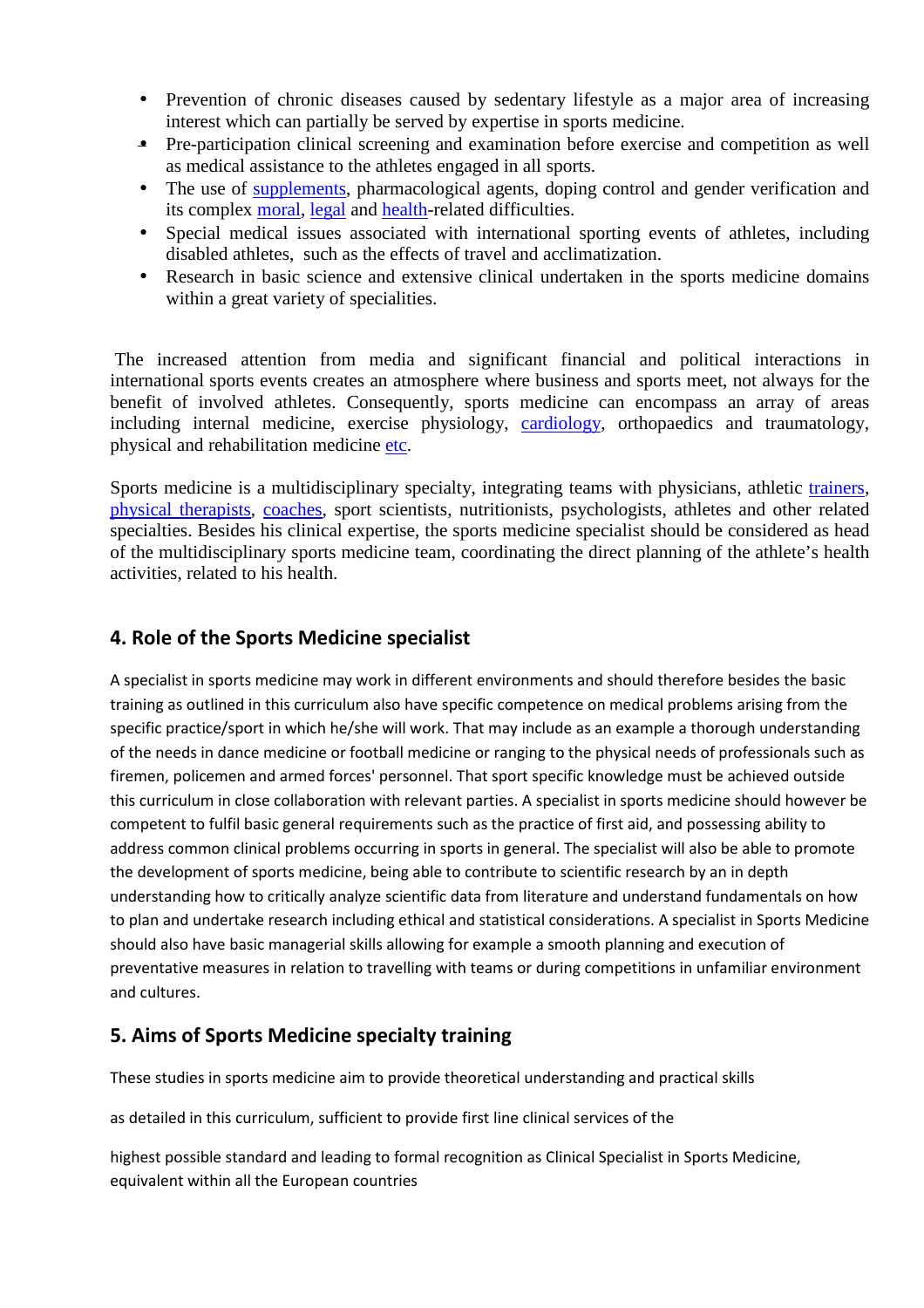- Prevention of chronic diseases caused by sedentary lifestyle as a major area of increasing interest which can partially be served by expertise in sports medicine.
- Pre-participation clinical screening and examination before exercise and competition as well as medical assistance to the athletes engaged in all sports.
- The use of supplements, pharmacological agents, doping control and gender verification and its complex moral, legal and health-related difficulties.
- Special medical issues associated with international sporting events of athletes, including disabled athletes, such as the effects of travel and acclimatization.
- Research in basic science and extensive clinical undertaken in the sports medicine domains within a great variety of specialities.

The increased attention from media and significant financial and political interactions in international sports events creates an atmosphere where business and sports meet, not always for the benefit of involved athletes. Consequently, sports medicine can encompass an array of areas including internal medicine, exercise physiology, cardiology, orthopaedics and traumatology, physical and rehabilitation medicine etc.

Sports medicine is a multidisciplinary specialty, integrating teams with physicians, athletic trainers, physical therapists, coaches, sport scientists, nutritionists, psychologists, athletes and other related specialties. Besides his clinical expertise, the sports medicine specialist should be considered as head of the multidisciplinary sports medicine team, coordinating the direct planning of the athlete's health activities, related to his health.

## 4. Role of the Sports Medicine specialist

A specialist in sports medicine may work in different environments and should therefore besides the basic training as outlined in this curriculum also have specific competence on medical problems arising from the specific practice/sport in which he/she will work. That may include as an example a thorough understanding of the needs in dance medicine or football medicine or ranging to the physical needs of professionals such as firemen, policemen and armed forces' personnel. That sport specific knowledge must be achieved outside this curriculum in close collaboration with relevant parties. A specialist in sports medicine should however be competent to fulfil basic general requirements such as the practice of first aid, and possessing ability to address common clinical problems occurring in sports in general. The specialist will also be able to promote the development of sports medicine, being able to contribute to scientific research by an in depth understanding how to critically analyze scientific data from literature and understand fundamentals on how to plan and undertake research including ethical and statistical considerations. A specialist in Sports Medicine should also have basic managerial skills allowing for example a smooth planning and execution of preventative measures in relation to travelling with teams or during competitions in unfamiliar environment and cultures.

## 5. Aims of Sports Medicine specialty training

These studies in sports medicine aim to provide theoretical understanding and practical skills

as detailed in this curriculum, sufficient to provide first line clinical services of the

highest possible standard and leading to formal recognition as Clinical Specialist in Sports Medicine, equivalent within all the European countries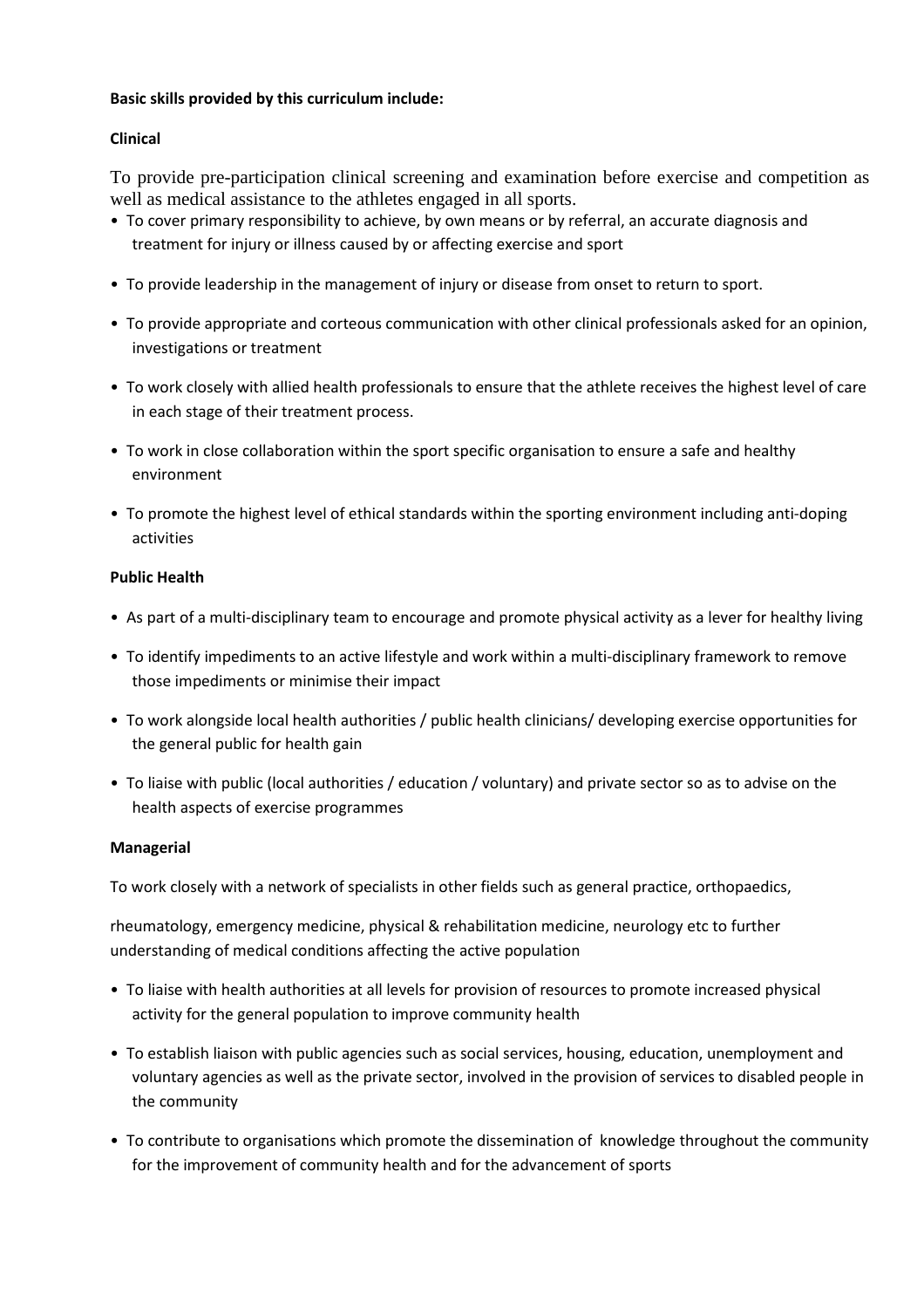**Basic skills provided by this curriculum include:**

**Clinical**

To provide pre-participation clinical screening and examination before exercise and competition as well as medical assistance to the athletes engaged in all sports.

- To cover primary responsibility to achieve, by own means or by referral, an accurate diagnosis and treatment for injury or illness caused by or affecting exercise and sport
- To provide leadership in the management of injury or disease from onset to return to sport.
- To provide appropriate and corteous communication with other clinical professionals asked for an opinion, investigations or treatment
- To work closely with allied health professionals to ensure that the athlete receives the highest level of care in each stage of their treatment process.
- To work in close collaboration within the sport specific organisation to ensure a safe and healthy environment
- To promote the highest level of ethical standards within the sporting environment including anti-doping activities

**Public Health**

- As part of a multi-disciplinary team to encourage and promote physical activity as a lever for healthy living
- To identify impediments to an active lifestyle and work within a multi-disciplinary framework to remove those impediments or minimise their impact
- To work alongside local health authorities / public health clinicians/ developing exercise opportunities for the general public for health gain
- To liaise with public (local authorities / education / voluntary) and private sector so as to advise on the health aspects of exercise programmes

**Managerial**

To work closely with a network of specialists in other fields such as general practice, orthopaedics,

rheumatology, emergency medicine, physical & rehabilitation medicine, neurology etc to further understanding of medical conditions affecting the active population

- To liaise with health authorities at all levels for provision of resources to promote increased physical activity for the general population to improve community health
- To establish liaison with public agencies such as social services, housing, education, unemployment and voluntary agencies as well as the private sector, involved in the provision of services to disabled people in the community
- To contribute to organisations which promote the dissemination of knowledge throughout the community for the improvement of community health and for the advancement of sports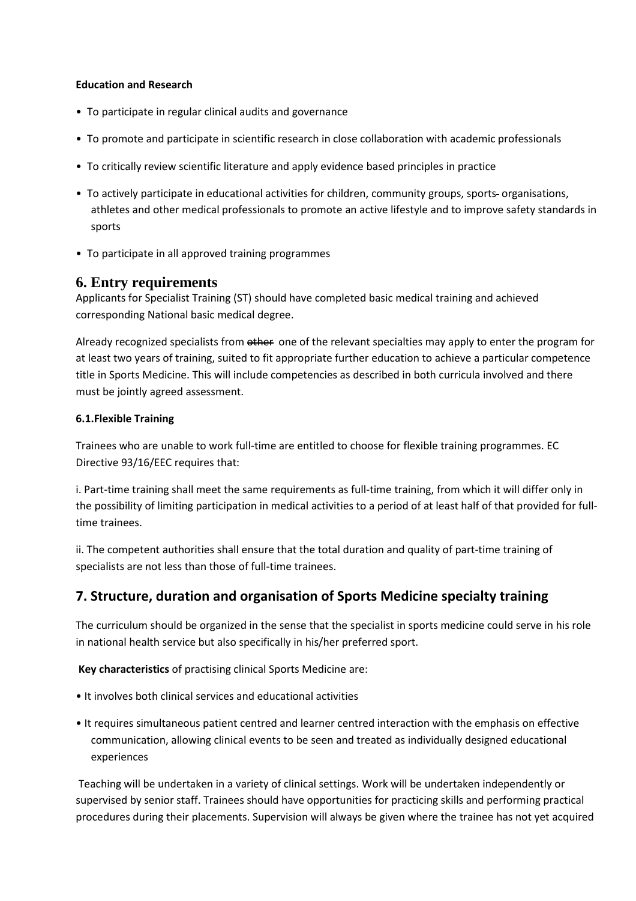**Education and Research**

- To participate in regular clinical audits and governance
- To promote and participate in scientific research in close collaboration with academic professionals
- To critically review scientific literature and apply evidence based principles in practice
- To actively participate in educational activities for children, community groups, sports organisations, athletes and other medical professionals to promote an active lifestyle and to improve safety standards in sports
- To participate in all approved training programmes

## 6. Entry requirements

Applicants for Specialist Training (ST) should have completed basic medical training and achieved corresponding National basic medical degree.

Already recognized specialists from ~~other~~ one of the relevant specialties may apply to enter the program for at least two years of training, suited to fit appropriate further education to achieve a particular competence title in Sports Medicine. This will include competencies as described in both curricula involved and there must be jointly agreed assessment.

### 6.1.Flexible Training

Trainees who are unable to work full-time are entitled to choose for flexible training programmes. EC Directive 93/16/EEC requires that:

i. Part-time training shall meet the same requirements as full-time training, from which it will differ only in the possibility of limiting participation in medical activities to a period of at least half of that provided for full-time trainees.

ii. The competent authorities shall ensure that the total duration and quality of part-time training of specialists are not less than those of full-time trainees.

## 7. Structure, duration and organisation of Sports Medicine specialty training

The curriculum should be organized in the sense that the specialist in sports medicine could serve in his role in national health service but also specifically in his/her preferred sport.

**Key characteristics** of practising clinical Sports Medicine are:

- It involves both clinical services and educational activities
- It requires simultaneous patient centred and learner centred interaction with the emphasis on effective communication, allowing clinical events to be seen and treated as individually designed educational experiences

Teaching will be undertaken in a variety of clinical settings. Work will be undertaken independently or supervised by senior staff. Trainees should have opportunities for practicing skills and performing practical procedures during their placements. Supervision will always be given where the trainee has not yet acquired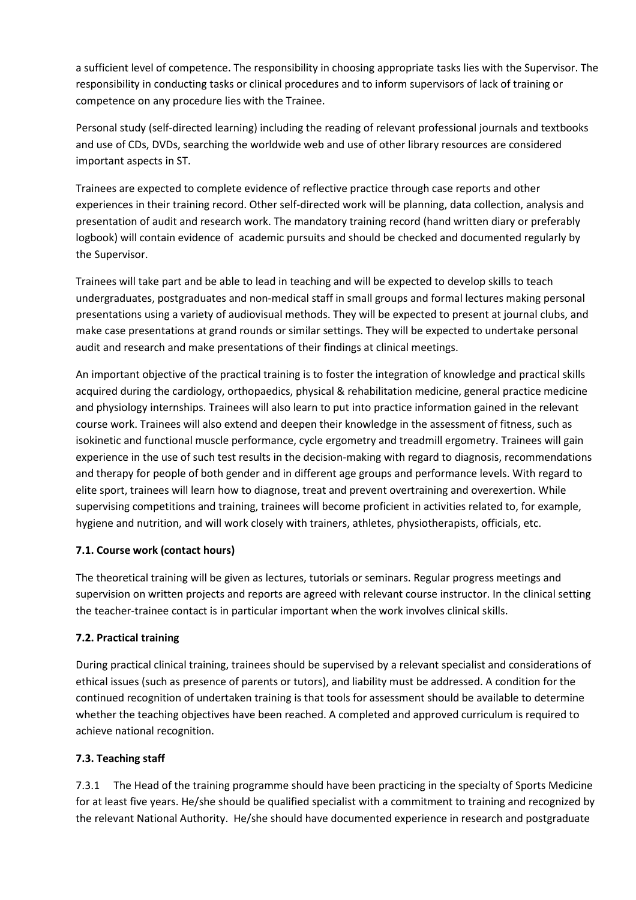a sufficient level of competence. The responsibility in choosing appropriate tasks lies with the Supervisor. The responsibility in conducting tasks or clinical procedures and to inform supervisors of lack of training or competence on any procedure lies with the Trainee.

Personal study (self-directed learning) including the reading of relevant professional journals and textbooks and use of CDs, DVDs, searching the worldwide web and use of other library resources are considered important aspects in ST.

Trainees are expected to complete evidence of reflective practice through case reports and other experiences in their training record. Other self-directed work will be planning, data collection, analysis and presentation of audit and research work. The mandatory training record (hand written diary or preferably logbook) will contain evidence of academic pursuits and should be checked and documented regularly by the Supervisor.

Trainees will take part and be able to lead in teaching and will be expected to develop skills to teach undergraduates, postgraduates and non-medical staff in small groups and formal lectures making personal presentations using a variety of audiovisual methods. They will be expected to present at journal clubs, and make case presentations at grand rounds or similar settings. They will be expected to undertake personal audit and research and make presentations of their findings at clinical meetings.

An important objective of the practical training is to foster the integration of knowledge and practical skills acquired during the cardiology, orthopaedics, physical & rehabilitation medicine, general practice medicine and physiology internships. Trainees will also learn to put into practice information gained in the relevant course work. Trainees will also extend and deepen their knowledge in the assessment of fitness, such as isokinetic and functional muscle performance, cycle ergometry and treadmill ergometry. Trainees will gain experience in the use of such test results in the decision-making with regard to diagnosis, recommendations and therapy for people of both gender and in different age groups and performance levels. With regard to elite sport, trainees will learn how to diagnose, treat and prevent overtraining and overexertion. While supervising competitions and training, trainees will become proficient in activities related to, for example, hygiene and nutrition, and will work closely with trainers, athletes, physiotherapists, officials, etc.

### 7.1. Course work (contact hours)

The theoretical training will be given as lectures, tutorials or seminars. Regular progress meetings and supervision on written projects and reports are agreed with relevant course instructor. In the clinical setting the teacher-trainee contact is in particular important when the work involves clinical skills.

### 7.2. Practical training

During practical clinical training, trainees should be supervised by a relevant specialist and considerations of ethical issues (such as presence of parents or tutors), and liability must be addressed. A condition for the continued recognition of undertaken training is that tools for assessment should be available to determine whether the teaching objectives have been reached. A completed and approved curriculum is required to achieve national recognition.

### 7.3. Teaching staff

7.3.1 The Head of the training programme should have been practicing in the specialty of Sports Medicine for at least five years. He/she should be qualified specialist with a commitment to training and recognized by the relevant National Authority. He/she should have documented experience in research and postgraduate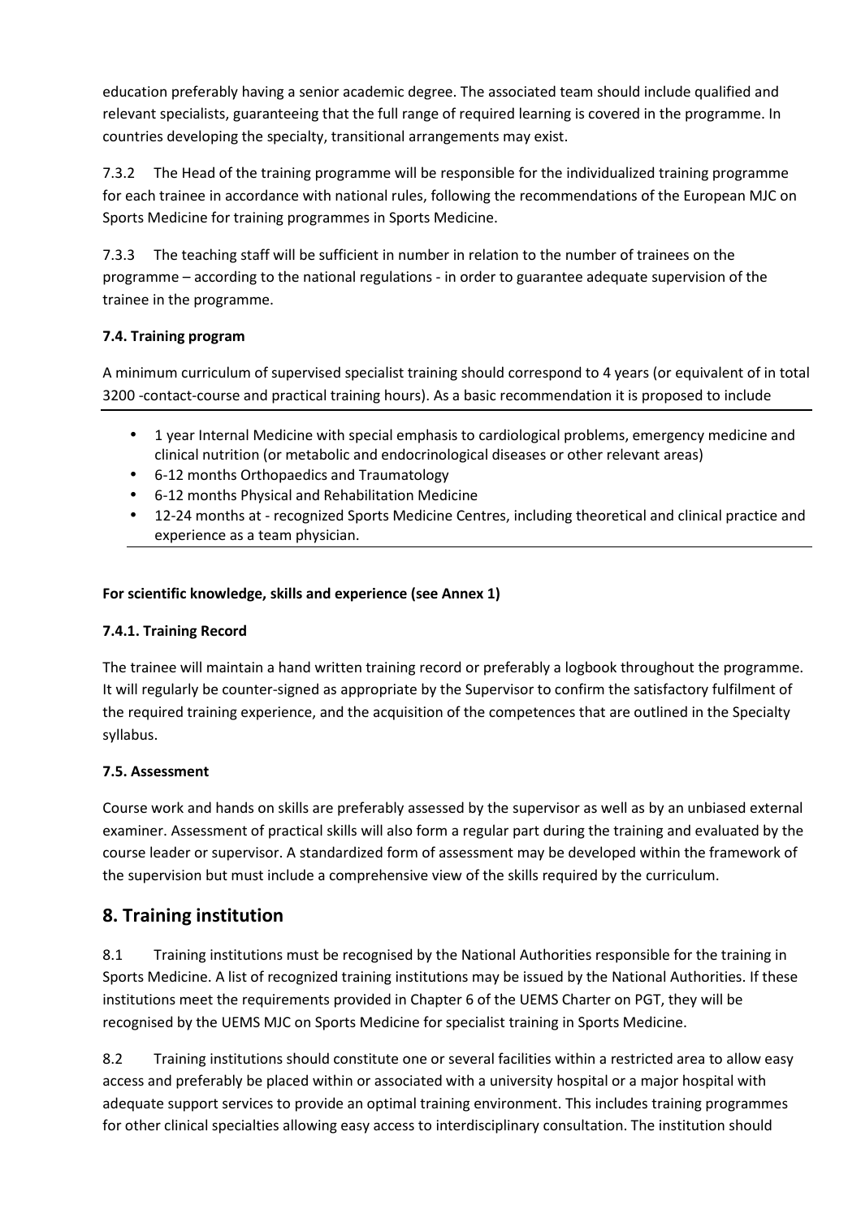education preferably having a senior academic degree. The associated team should include qualified and relevant specialists, guaranteeing that the full range of required learning is covered in the programme. In countries developing the specialty, transitional arrangements may exist.

7.3.2 The Head of the training programme will be responsible for the individualized training programme for each trainee in accordance with national rules, following the recommendations of the European MJC on Sports Medicine for training programmes in Sports Medicine.

7.3.3 The teaching staff will be sufficient in number in relation to the number of trainees on the programme – according to the national regulations - in order to guarantee adequate supervision of the trainee in the programme.

**7.4. Training program**

A minimum curriculum of supervised specialist training should correspond to 4 years (or equivalent of in total 3200 -contact-course and practical training hours). As a basic recommendation it is proposed to include

- 1 year Internal Medicine with special emphasis to cardiological problems, emergency medicine and clinical nutrition (or metabolic and endocrinological diseases or other relevant areas)
- 6-12 months Orthopaedics and Traumatology
- 6-12 months Physical and Rehabilitation Medicine
- 12-24 months at - recognized Sports Medicine Centres, including theoretical and clinical practice and experience as a team physician.

**For scientific knowledge, skills and experience (see Annex 1)**

**7.4.1. Training Record**

The trainee will maintain a hand written training record or preferably a logbook throughout the programme. It will regularly be counter-signed as appropriate by the Supervisor to confirm the satisfactory fulfilment of the required training experience, and the acquisition of the competences that are outlined in the Specialty syllabus.

**7.5. Assessment**

Course work and hands on skills are preferably assessed by the supervisor as well as by an unbiased external examiner. Assessment of practical skills will also form a regular part during the training and evaluated by the course leader or supervisor. A standardized form of assessment may be developed within the framework of the supervision but must include a comprehensive view of the skills required by the curriculum.

## 8. Training institution

8.1 Training institutions must be recognised by the National Authorities responsible for the training in Sports Medicine. A list of recognized training institutions may be issued by the National Authorities. If these institutions meet the requirements provided in Chapter 6 of the UEMS Charter on PGT, they will be recognised by the UEMS MJC on Sports Medicine for specialist training in Sports Medicine.

8.2 Training institutions should constitute one or several facilities within a restricted area to allow easy access and preferably be placed within or associated with a university hospital or a major hospital with adequate support services to provide an optimal training environment. This includes training programmes for other clinical specialties allowing easy access to interdisciplinary consultation. The institution should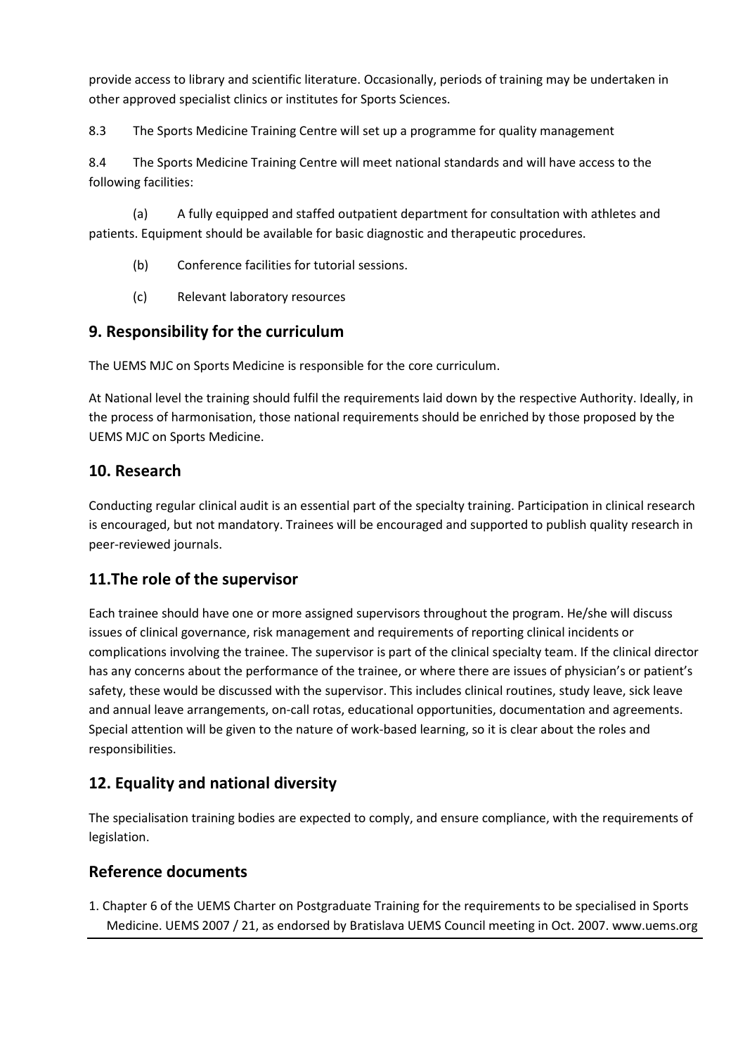provide access to library and scientific literature. Occasionally, periods of training may be undertaken in other approved specialist clinics or institutes for Sports Sciences.

8.3 The Sports Medicine Training Centre will set up a programme for quality management

8.4 The Sports Medicine Training Centre will meet national standards and will have access to the following facilities:

(a) A fully equipped and staffed outpatient department for consultation with athletes and patients. Equipment should be available for basic diagnostic and therapeutic procedures.

(b) Conference facilities for tutorial sessions.

(c) Relevant laboratory resources

## 9. Responsibility for the curriculum

The UEMS MJC on Sports Medicine is responsible for the core curriculum.

At National level the training should fulfil the requirements laid down by the respective Authority. Ideally, in the process of harmonisation, those national requirements should be enriched by those proposed by the UEMS MJC on Sports Medicine.

## 10. Research

Conducting regular clinical audit is an essential part of the specialty training. Participation in clinical research is encouraged, but not mandatory. Trainees will be encouraged and supported to publish quality research in peer-reviewed journals.

## 11.The role of the supervisor

Each trainee should have one or more assigned supervisors throughout the program. He/she will discuss issues of clinical governance, risk management and requirements of reporting clinical incidents or complications involving the trainee. The supervisor is part of the clinical specialty team. If the clinical director has any concerns about the performance of the trainee, or where there are issues of physician's or patient's safety, these would be discussed with the supervisor. This includes clinical routines, study leave, sick leave and annual leave arrangements, on-call rotas, educational opportunities, documentation and agreements. Special attention will be given to the nature of work-based learning, so it is clear about the roles and responsibilities.

## 12. Equality and national diversity

The specialisation training bodies are expected to comply, and ensure compliance, with the requirements of legislation.

## Reference documents

1. Chapter 6 of the UEMS Charter on Postgraduate Training for the requirements to be specialised in Sports Medicine. UEMS 2007 / 21, as endorsed by Bratislava UEMS Council meeting in Oct. 2007. www.uems.org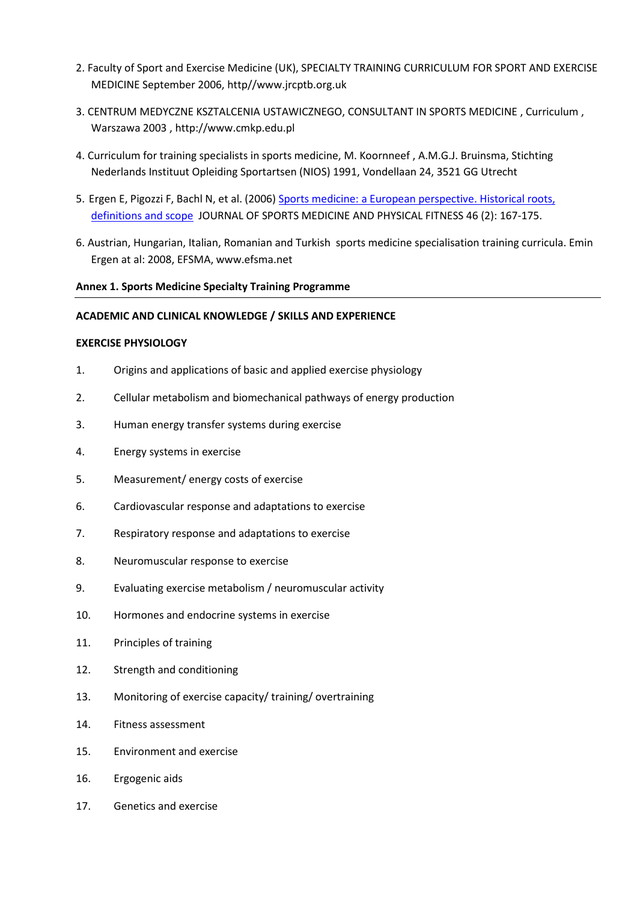2. Faculty of Sport and Exercise Medicine (UK), SPECIALTY TRAINING CURRICULUM FOR SPORT AND EXERCISE MEDICINE September 2006, http//www.jrcptb.org.uk

3. CENTRUM MEDYCZNE KSZTALCENIA USTAWICZNEGO, CONSULTANT IN SPORTS MEDICINE , Curriculum , Warszawa 2003 , http://www.cmkp.edu.pl

4. Curriculum for training specialists in sports medicine, M. Koornneef , A.M.G.J. Bruinsma, Stichting Nederlands Instituut Opleiding Sportartsen (NIOS) 1991, Vondellaan 24, 3521 GG Utrecht

5. Ergen E, Pigozzi F, Bachl N, et al. (2006) Sports medicine: a European perspective. Historical roots, definitions and scope JOURNAL OF SPORTS MEDICINE AND PHYSICAL FITNESS 46 (2): 167-175.

6. Austrian, Hungarian, Italian, Romanian and Turkish sports medicine specialisation training curricula. Emin Ergen at al: 2008, EFSMA, www.efsma.net

**Annex 1. Sports Medicine Specialty Training Programme**

---

**ACADEMIC AND CLINICAL KNOWLEDGE / SKILLS AND EXPERIENCE**

**EXERCISE PHYSIOLOGY**

1. Origins and applications of basic and applied exercise physiology
2. Cellular metabolism and biomechanical pathways of energy production
3. Human energy transfer systems during exercise
4. Energy systems in exercise
5. Measurement/ energy costs of exercise
6. Cardiovascular response and adaptations to exercise
7. Respiratory response and adaptations to exercise
8. Neuromuscular response to exercise
9. Evaluating exercise metabolism / neuromuscular activity
10. Hormones and endocrine systems in exercise
11. Principles of training
12. Strength and conditioning
13. Monitoring of exercise capacity/ training/ overtraining
14. Fitness assessment
15. Environment and exercise
16. Ergogenic aids
17. Genetics and exercise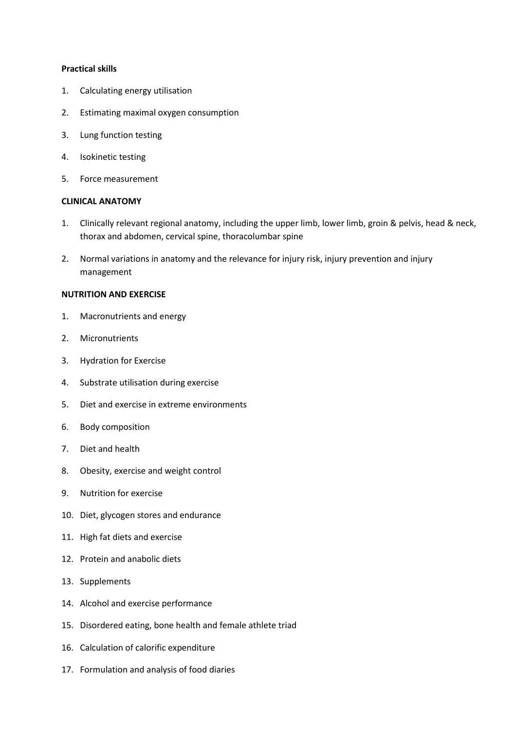**Practical skills**

1. Calculating energy utilisation
2. Estimating maximal oxygen consumption
3. Lung function testing
4. Isokinetic testing
5. Force measurement

**CLINICAL ANATOMY**

1. Clinically relevant regional anatomy, including the upper limb, lower limb, groin & pelvis, head & neck, thorax and abdomen, cervical spine, thoracolumbar spine
2. Normal variations in anatomy and the relevance for injury risk, injury prevention and injury management

**NUTRITION AND EXERCISE**

1. Macronutrients and energy
2. Micronutrients
3. Hydration for Exercise
4. Substrate utilisation during exercise
5. Diet and exercise in extreme environments
6. Body composition
7. Diet and health
8. Obesity, exercise and weight control
9. Nutrition for exercise
10. Diet, glycogen stores and endurance
11. High fat diets and exercise
12. Protein and anabolic diets
13. Supplements
14. Alcohol and exercise performance
15. Disordered eating, bone health and female athlete triad
16. Calculation of calorific expenditure
17. Formulation and analysis of food diaries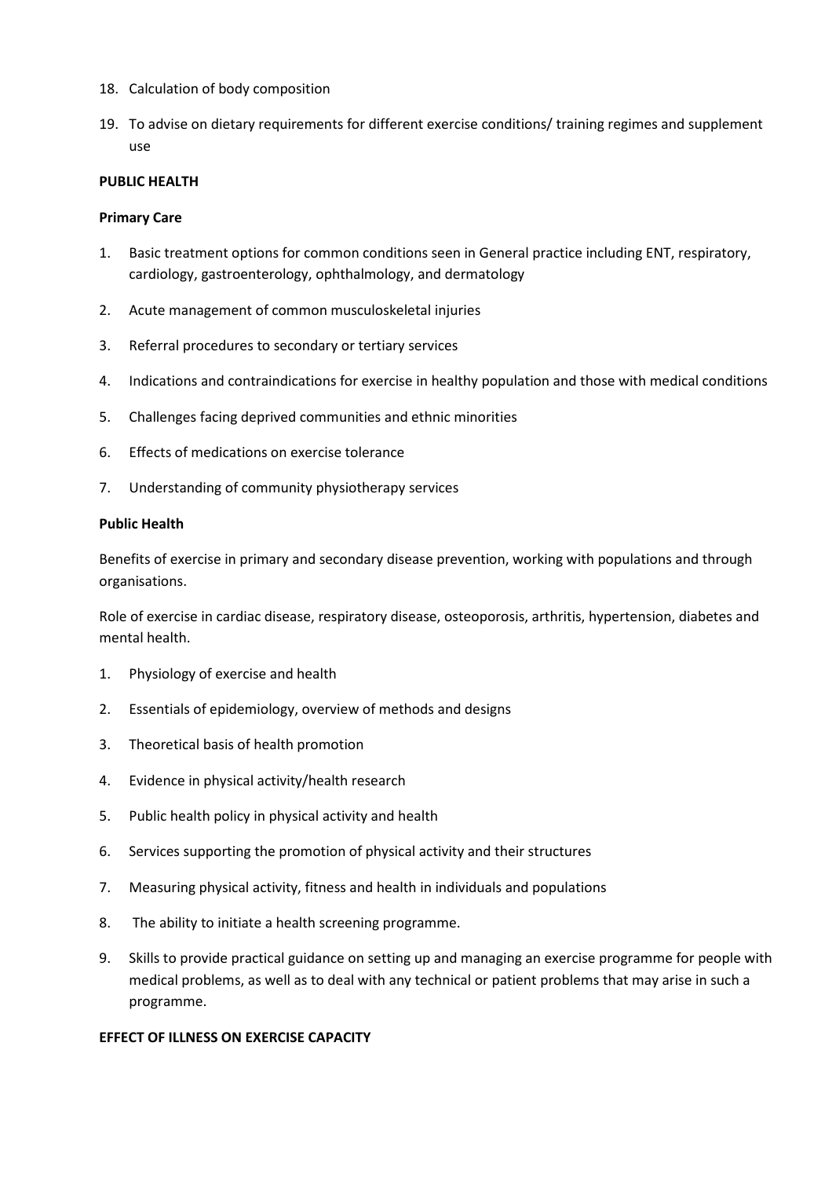18. Calculation of body composition
19. To advise on dietary requirements for different exercise conditions/ training regimes and supplement use

**PUBLIC HEALTH**

**Primary Care**

1. Basic treatment options for common conditions seen in General practice including ENT, respiratory, cardiology, gastroenterology, ophthalmology, and dermatology
2. Acute management of common musculoskeletal injuries
3. Referral procedures to secondary or tertiary services
4. Indications and contraindications for exercise in healthy population and those with medical conditions
5. Challenges facing deprived communities and ethnic minorities
6. Effects of medications on exercise tolerance
7. Understanding of community physiotherapy services

**Public Health**

Benefits of exercise in primary and secondary disease prevention, working with populations and through organisations.

Role of exercise in cardiac disease, respiratory disease, osteoporosis, arthritis, hypertension, diabetes and mental health.

1. Physiology of exercise and health
2. Essentials of epidemiology, overview of methods and designs
3. Theoretical basis of health promotion
4. Evidence in physical activity/health research
5. Public health policy in physical activity and health
6. Services supporting the promotion of physical activity and their structures
7. Measuring physical activity, fitness and health in individuals and populations
8. The ability to initiate a health screening programme.
9. Skills to provide practical guidance on setting up and managing an exercise programme for people with medical problems, as well as to deal with any technical or patient problems that may arise in such a programme.

**EFFECT OF ILLNESS ON EXERCISE CAPACITY**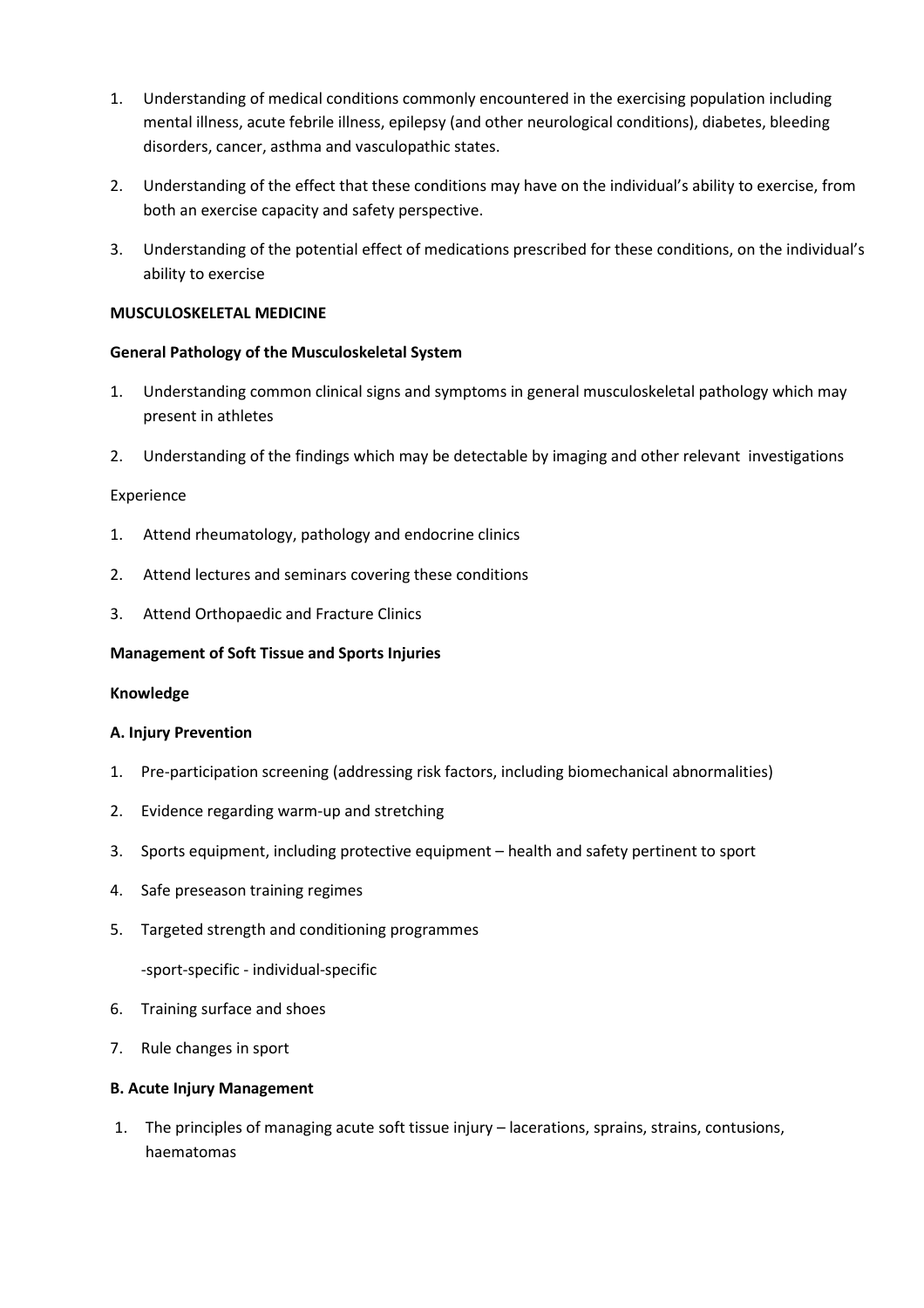1. Understanding of medical conditions commonly encountered in the exercising population including mental illness, acute febrile illness, epilepsy (and other neurological conditions), diabetes, bleeding disorders, cancer, asthma and vasculopathic states.
2. Understanding of the effect that these conditions may have on the individual's ability to exercise, from both an exercise capacity and safety perspective.
3. Understanding of the potential effect of medications prescribed for these conditions, on the individual's ability to exercise

**MUSCULOSKELETAL MEDICINE**

**General Pathology of the Musculoskeletal System**

1. Understanding common clinical signs and symptoms in general musculoskeletal pathology which may present in athletes
2. Understanding of the findings which may be detectable by imaging and other relevant investigations

Experience

1. Attend rheumatology, pathology and endocrine clinics
2. Attend lectures and seminars covering these conditions
3. Attend Orthopaedic and Fracture Clinics

**Management of Soft Tissue and Sports Injuries**

**Knowledge**

**A. Injury Prevention**

1. Pre-participation screening (addressing risk factors, including biomechanical abnormalities)
2. Evidence regarding warm-up and stretching
3. Sports equipment, including protective equipment – health and safety pertinent to sport
4. Safe preseason training regimes
5. Targeted strength and conditioning programmes

   -sport-specific - individual-specific
6. Training surface and shoes
7. Rule changes in sport

**B. Acute Injury Management**

1. The principles of managing acute soft tissue injury – lacerations, sprains, strains, contusions, haematomas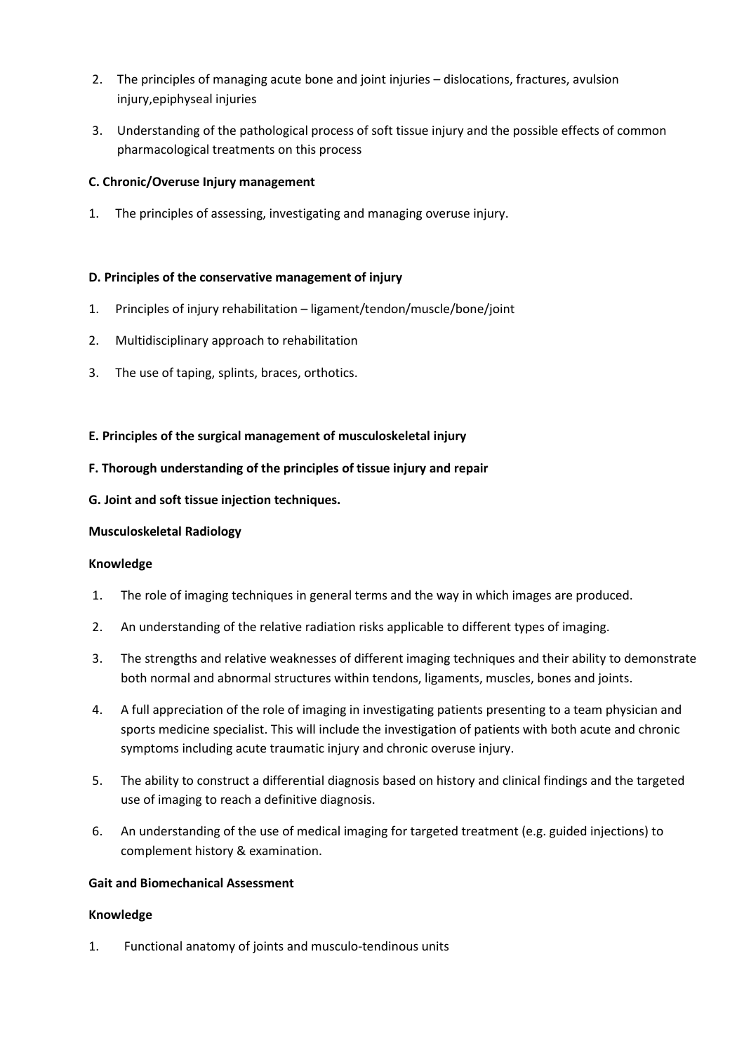2. The principles of managing acute bone and joint injuries – dislocations, fractures, avulsion injury,epiphyseal injuries
3. Understanding of the pathological process of soft tissue injury and the possible effects of common pharmacological treatments on this process

**C. Chronic/Overuse Injury management**

1. The principles of assessing, investigating and managing overuse injury.

**D. Principles of the conservative management of injury**

1. Principles of injury rehabilitation – ligament/tendon/muscle/bone/joint
2. Multidisciplinary approach to rehabilitation
3. The use of taping, splints, braces, orthotics.

**E. Principles of the surgical management of musculoskeletal injury**

**F. Thorough understanding of the principles of tissue injury and repair**

**G. Joint and soft tissue injection techniques.**

**Musculoskeletal Radiology**

**Knowledge**

1. The role of imaging techniques in general terms and the way in which images are produced.
2. An understanding of the relative radiation risks applicable to different types of imaging.
3. The strengths and relative weaknesses of different imaging techniques and their ability to demonstrate both normal and abnormal structures within tendons, ligaments, muscles, bones and joints.
4. A full appreciation of the role of imaging in investigating patients presenting to a team physician and sports medicine specialist. This will include the investigation of patients with both acute and chronic symptoms including acute traumatic injury and chronic overuse injury.
5. The ability to construct a differential diagnosis based on history and clinical findings and the targeted use of imaging to reach a definitive diagnosis.
6. An understanding of the use of medical imaging for targeted treatment (e.g. guided injections) to complement history & examination.

**Gait and Biomechanical Assessment**

**Knowledge**

1. Functional anatomy of joints and musculo-tendinous units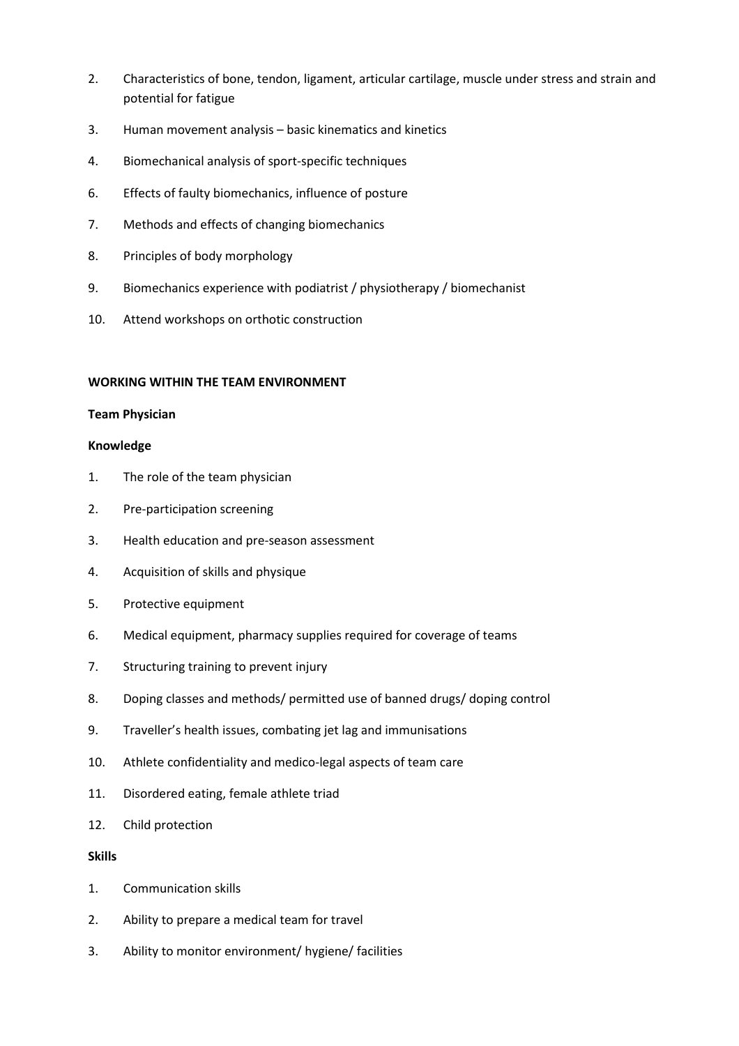2. Characteristics of bone, tendon, ligament, articular cartilage, muscle under stress and strain and potential for fatigue
3. Human movement analysis – basic kinematics and kinetics
4. Biomechanical analysis of sport-specific techniques
6. Effects of faulty biomechanics, influence of posture
7. Methods and effects of changing biomechanics
8. Principles of body morphology
9. Biomechanics experience with podiatrist / physiotherapy / biomechanist
10. Attend workshops on orthotic construction

**WORKING WITHIN THE TEAM ENVIRONMENT**

**Team Physician**

**Knowledge**

1. The role of the team physician
2. Pre-participation screening
3. Health education and pre-season assessment
4. Acquisition of skills and physique
5. Protective equipment
6. Medical equipment, pharmacy supplies required for coverage of teams
7. Structuring training to prevent injury
8. Doping classes and methods/ permitted use of banned drugs/ doping control
9. Traveller's health issues, combating jet lag and immunisations
10. Athlete confidentiality and medico-legal aspects of team care
11. Disordered eating, female athlete triad
12. Child protection

**Skills**

1. Communication skills
2. Ability to prepare a medical team for travel
3. Ability to monitor environment/ hygiene/ facilities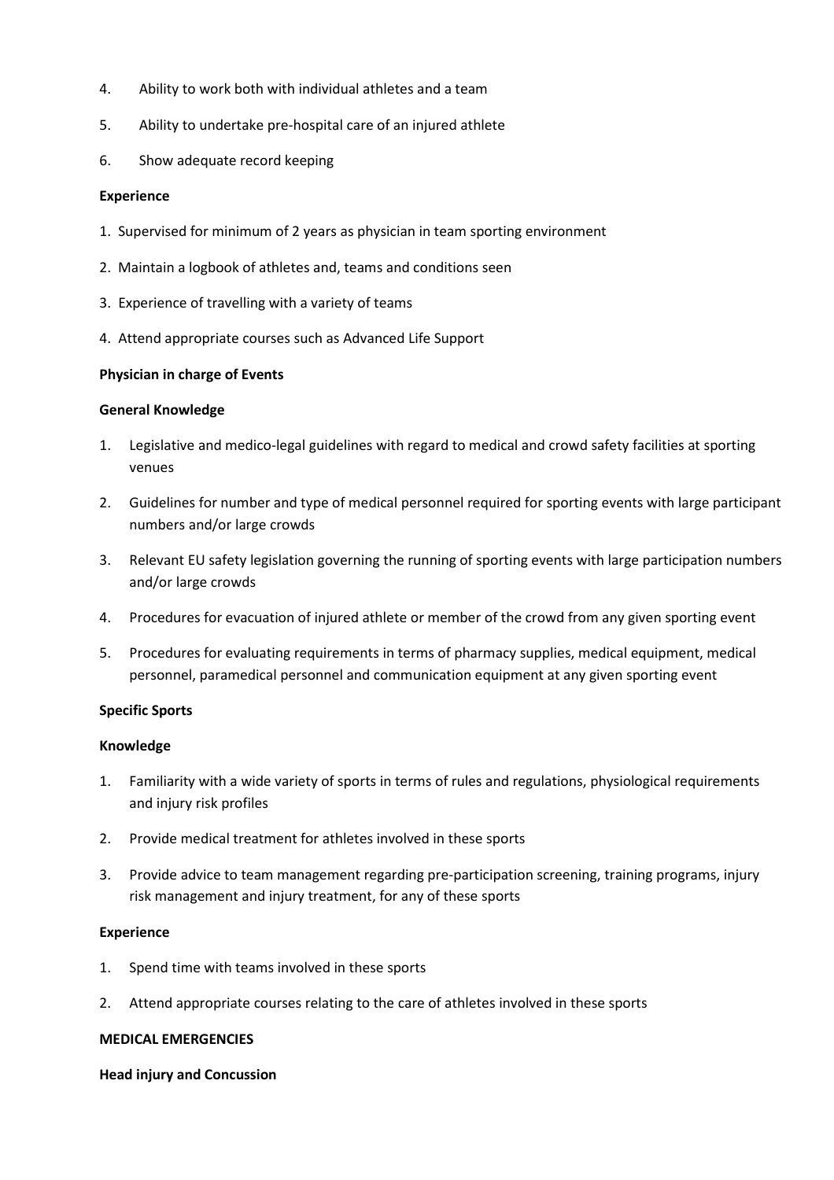4. Ability to work both with individual athletes and a team
5. Ability to undertake pre-hospital care of an injured athlete
6. Show adequate record keeping

**Experience**

1. Supervised for minimum of 2 years as physician in team sporting environment
2. Maintain a logbook of athletes and, teams and conditions seen
3. Experience of travelling with a variety of teams
4. Attend appropriate courses such as Advanced Life Support

**Physician in charge of Events**

**General Knowledge**

1. Legislative and medico-legal guidelines with regard to medical and crowd safety facilities at sporting venues
2. Guidelines for number and type of medical personnel required for sporting events with large participant numbers and/or large crowds
3. Relevant EU safety legislation governing the running of sporting events with large participation numbers and/or large crowds
4. Procedures for evacuation of injured athlete or member of the crowd from any given sporting event
5. Procedures for evaluating requirements in terms of pharmacy supplies, medical equipment, medical personnel, paramedical personnel and communication equipment at any given sporting event

**Specific Sports**

**Knowledge**

1. Familiarity with a wide variety of sports in terms of rules and regulations, physiological requirements and injury risk profiles
2. Provide medical treatment for athletes involved in these sports
3. Provide advice to team management regarding pre-participation screening, training programs, injury risk management and injury treatment, for any of these sports

**Experience**

1. Spend time with teams involved in these sports
2. Attend appropriate courses relating to the care of athletes involved in these sports

**MEDICAL EMERGENCIES**

**Head injury and Concussion**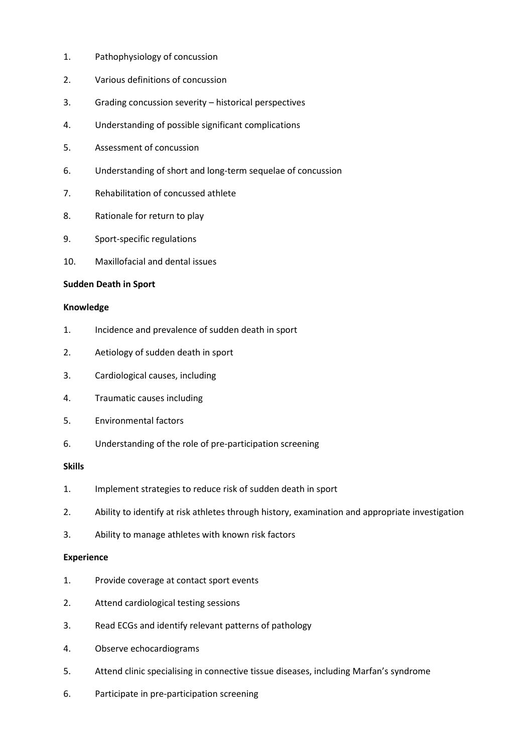1. Pathophysiology of concussion
2. Various definitions of concussion
3. Grading concussion severity – historical perspectives
4. Understanding of possible significant complications
5. Assessment of concussion
6. Understanding of short and long-term sequelae of concussion
7. Rehabilitation of concussed athlete
8. Rationale for return to play
9. Sport-specific regulations
10. Maxillofacial and dental issues

**Sudden Death in Sport**

**Knowledge**

1. Incidence and prevalence of sudden death in sport
2. Aetiology of sudden death in sport
3. Cardiological causes, including
4. Traumatic causes including
5. Environmental factors
6. Understanding of the role of pre-participation screening

**Skills**

1. Implement strategies to reduce risk of sudden death in sport
2. Ability to identify at risk athletes through history, examination and appropriate investigation
3. Ability to manage athletes with known risk factors

**Experience**

1. Provide coverage at contact sport events
2. Attend cardiological testing sessions
3. Read ECGs and identify relevant patterns of pathology
4. Observe echocardiograms
5. Attend clinic specialising in connective tissue diseases, including Marfan's syndrome
6. Participate in pre-participation screening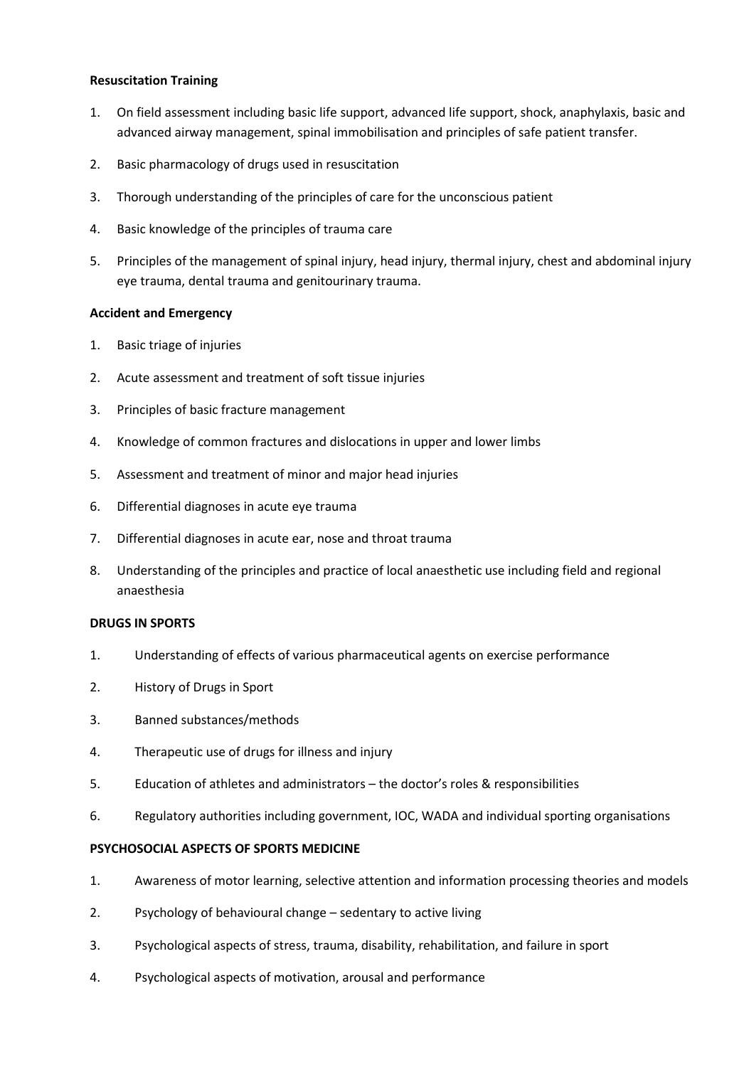**Resuscitation Training**

1. On field assessment including basic life support, advanced life support, shock, anaphylaxis, basic and advanced airway management, spinal immobilisation and principles of safe patient transfer.
2. Basic pharmacology of drugs used in resuscitation
3. Thorough understanding of the principles of care for the unconscious patient
4. Basic knowledge of the principles of trauma care
5. Principles of the management of spinal injury, head injury, thermal injury, chest and abdominal injury eye trauma, dental trauma and genitourinary trauma.

**Accident and Emergency**

1. Basic triage of injuries
2. Acute assessment and treatment of soft tissue injuries
3. Principles of basic fracture management
4. Knowledge of common fractures and dislocations in upper and lower limbs
5. Assessment and treatment of minor and major head injuries
6. Differential diagnoses in acute eye trauma
7. Differential diagnoses in acute ear, nose and throat trauma
8. Understanding of the principles and practice of local anaesthetic use including field and regional anaesthesia

**DRUGS IN SPORTS**

1. Understanding of effects of various pharmaceutical agents on exercise performance
2. History of Drugs in Sport
3. Banned substances/methods
4. Therapeutic use of drugs for illness and injury
5. Education of athletes and administrators – the doctor's roles & responsibilities
6. Regulatory authorities including government, IOC, WADA and individual sporting organisations

**PSYCHOSOCIAL ASPECTS OF SPORTS MEDICINE**

1. Awareness of motor learning, selective attention and information processing theories and models
2. Psychology of behavioural change – sedentary to active living
3. Psychological aspects of stress, trauma, disability, rehabilitation, and failure in sport
4. Psychological aspects of motivation, arousal and performance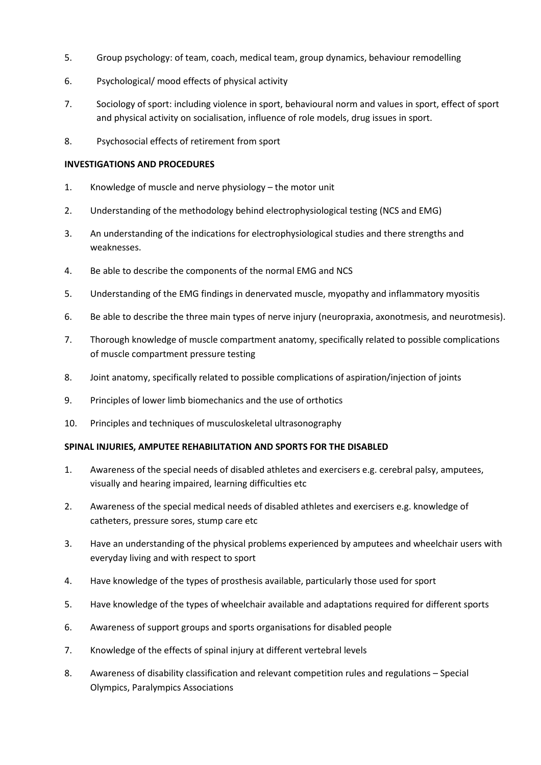5. Group psychology: of team, coach, medical team, group dynamics, behaviour remodelling
6. Psychological/ mood effects of physical activity
7. Sociology of sport: including violence in sport, behavioural norm and values in sport, effect of sport and physical activity on socialisation, influence of role models, drug issues in sport.
8. Psychosocial effects of retirement from sport

**INVESTIGATIONS AND PROCEDURES**

1. Knowledge of muscle and nerve physiology – the motor unit
2. Understanding of the methodology behind electrophysiological testing (NCS and EMG)
3. An understanding of the indications for electrophysiological studies and there strengths and weaknesses.
4. Be able to describe the components of the normal EMG and NCS
5. Understanding of the EMG findings in denervated muscle, myopathy and inflammatory myositis
6. Be able to describe the three main types of nerve injury (neuropraxia, axonotmesis, and neurotmesis).
7. Thorough knowledge of muscle compartment anatomy, specifically related to possible complications of muscle compartment pressure testing
8. Joint anatomy, specifically related to possible complications of aspiration/injection of joints
9. Principles of lower limb biomechanics and the use of orthotics
10. Principles and techniques of musculoskeletal ultrasonography

**SPINAL INJURIES, AMPUTEE REHABILITATION AND SPORTS FOR THE DISABLED**

1. Awareness of the special needs of disabled athletes and exercisers e.g. cerebral palsy, amputees, visually and hearing impaired, learning difficulties etc
2. Awareness of the special medical needs of disabled athletes and exercisers e.g. knowledge of catheters, pressure sores, stump care etc
3. Have an understanding of the physical problems experienced by amputees and wheelchair users with everyday living and with respect to sport
4. Have knowledge of the types of prosthesis available, particularly those used for sport
5. Have knowledge of the types of wheelchair available and adaptations required for different sports
6. Awareness of support groups and sports organisations for disabled people
7. Knowledge of the effects of spinal injury at different vertebral levels
8. Awareness of disability classification and relevant competition rules and regulations – Special Olympics, Paralympics Associations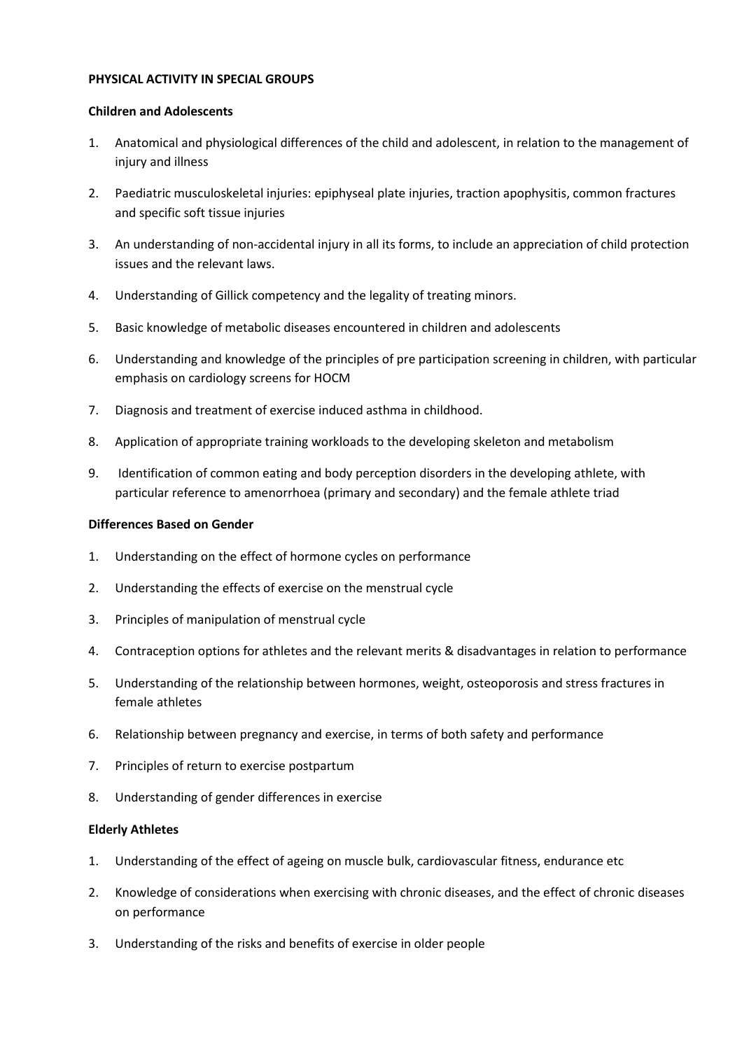**PHYSICAL ACTIVITY IN SPECIAL GROUPS**

**Children and Adolescents**

1. Anatomical and physiological differences of the child and adolescent, in relation to the management of injury and illness
2. Paediatric musculoskeletal injuries: epiphyseal plate injuries, traction apophysitis, common fractures and specific soft tissue injuries
3. An understanding of non-accidental injury in all its forms, to include an appreciation of child protection issues and the relevant laws.
4. Understanding of Gillick competency and the legality of treating minors.
5. Basic knowledge of metabolic diseases encountered in children and adolescents
6. Understanding and knowledge of the principles of pre participation screening in children, with particular emphasis on cardiology screens for HOCM
7. Diagnosis and treatment of exercise induced asthma in childhood.
8. Application of appropriate training workloads to the developing skeleton and metabolism
9. Identification of common eating and body perception disorders in the developing athlete, with particular reference to amenorrhoea (primary and secondary) and the female athlete triad

**Differences Based on Gender**

1. Understanding on the effect of hormone cycles on performance
2. Understanding the effects of exercise on the menstrual cycle
3. Principles of manipulation of menstrual cycle
4. Contraception options for athletes and the relevant merits & disadvantages in relation to performance
5. Understanding of the relationship between hormones, weight, osteoporosis and stress fractures in female athletes
6. Relationship between pregnancy and exercise, in terms of both safety and performance
7. Principles of return to exercise postpartum
8. Understanding of gender differences in exercise

**Elderly Athletes**

1. Understanding of the effect of ageing on muscle bulk, cardiovascular fitness, endurance etc
2. Knowledge of considerations when exercising with chronic diseases, and the effect of chronic diseases on performance
3. Understanding of the risks and benefits of exercise in older people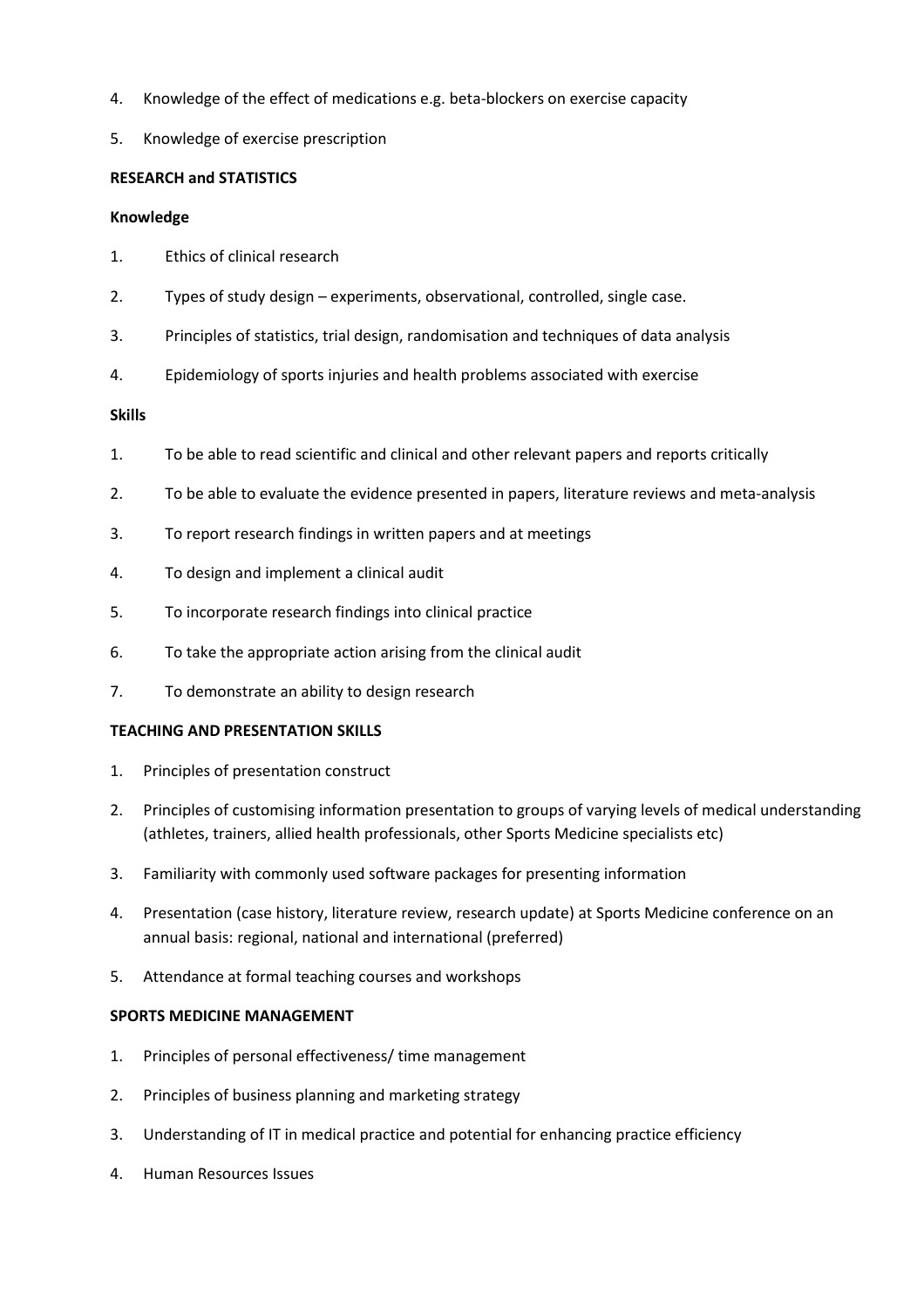4. Knowledge of the effect of medications e.g. beta-blockers on exercise capacity
5. Knowledge of exercise prescription

**RESEARCH and STATISTICS**

**Knowledge**

1. Ethics of clinical research
2. Types of study design – experiments, observational, controlled, single case.
3. Principles of statistics, trial design, randomisation and techniques of data analysis
4. Epidemiology of sports injuries and health problems associated with exercise

**Skills**

1. To be able to read scientific and clinical and other relevant papers and reports critically
2. To be able to evaluate the evidence presented in papers, literature reviews and meta-analysis
3. To report research findings in written papers and at meetings
4. To design and implement a clinical audit
5. To incorporate research findings into clinical practice
6. To take the appropriate action arising from the clinical audit
7. To demonstrate an ability to design research

**TEACHING AND PRESENTATION SKILLS**

1. Principles of presentation construct
2. Principles of customising information presentation to groups of varying levels of medical understanding (athletes, trainers, allied health professionals, other Sports Medicine specialists etc)
3. Familiarity with commonly used software packages for presenting information
4. Presentation (case history, literature review, research update) at Sports Medicine conference on an annual basis: regional, national and international (preferred)
5. Attendance at formal teaching courses and workshops

**SPORTS MEDICINE MANAGEMENT**

1. Principles of personal effectiveness/ time management
2. Principles of business planning and marketing strategy
3. Understanding of IT in medical practice and potential for enhancing practice efficiency
4. Human Resources Issues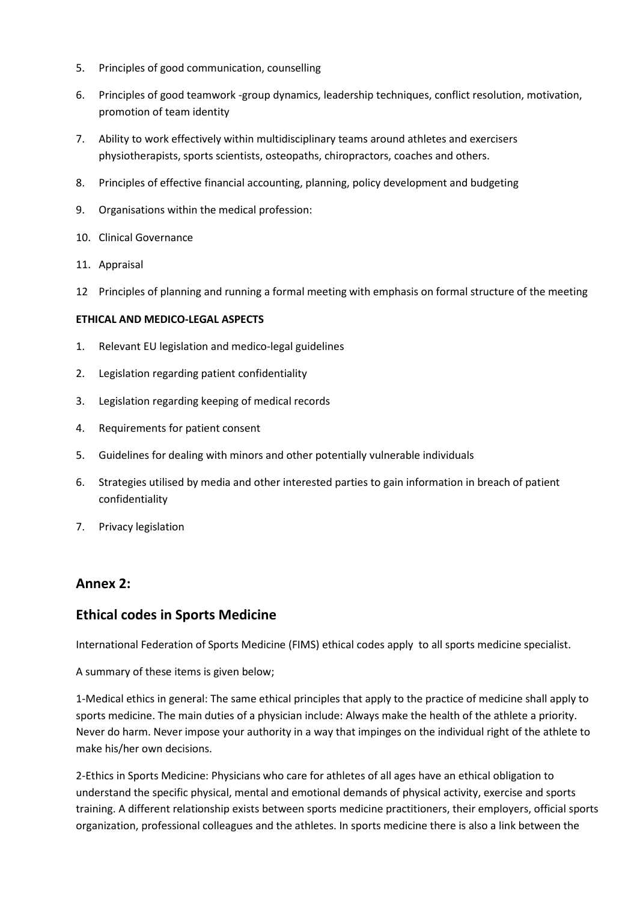5. Principles of good communication, counselling
6. Principles of good teamwork -group dynamics, leadership techniques, conflict resolution, motivation, promotion of team identity
7. Ability to work effectively within multidisciplinary teams around athletes and exercisers physiotherapists, sports scientists, osteopaths, chiropractors, coaches and others.
8. Principles of effective financial accounting, planning, policy development and budgeting
9. Organisations within the medical profession:
10. Clinical Governance
11. Appraisal

12 Principles of planning and running a formal meeting with emphasis on formal structure of the meeting

**ETHICAL AND MEDICO-LEGAL ASPECTS**

1. Relevant EU legislation and medico-legal guidelines
2. Legislation regarding patient confidentiality
3. Legislation regarding keeping of medical records
4. Requirements for patient consent
5. Guidelines for dealing with minors and other potentially vulnerable individuals
6. Strategies utilised by media and other interested parties to gain information in breach of patient confidentiality
7. Privacy legislation

## Annex 2:

## Ethical codes in Sports Medicine

International Federation of Sports Medicine (FIMS) ethical codes apply to all sports medicine specialist.

A summary of these items is given below;

1-Medical ethics in general: The same ethical principles that apply to the practice of medicine shall apply to sports medicine. The main duties of a physician include: Always make the health of the athlete a priority. Never do harm. Never impose your authority in a way that impinges on the individual right of the athlete to make his/her own decisions.

2-Ethics in Sports Medicine: Physicians who care for athletes of all ages have an ethical obligation to understand the specific physical, mental and emotional demands of physical activity, exercise and sports training. A different relationship exists between sports medicine practitioners, their employers, official sports organization, professional colleagues and the athletes. In sports medicine there is also a link between the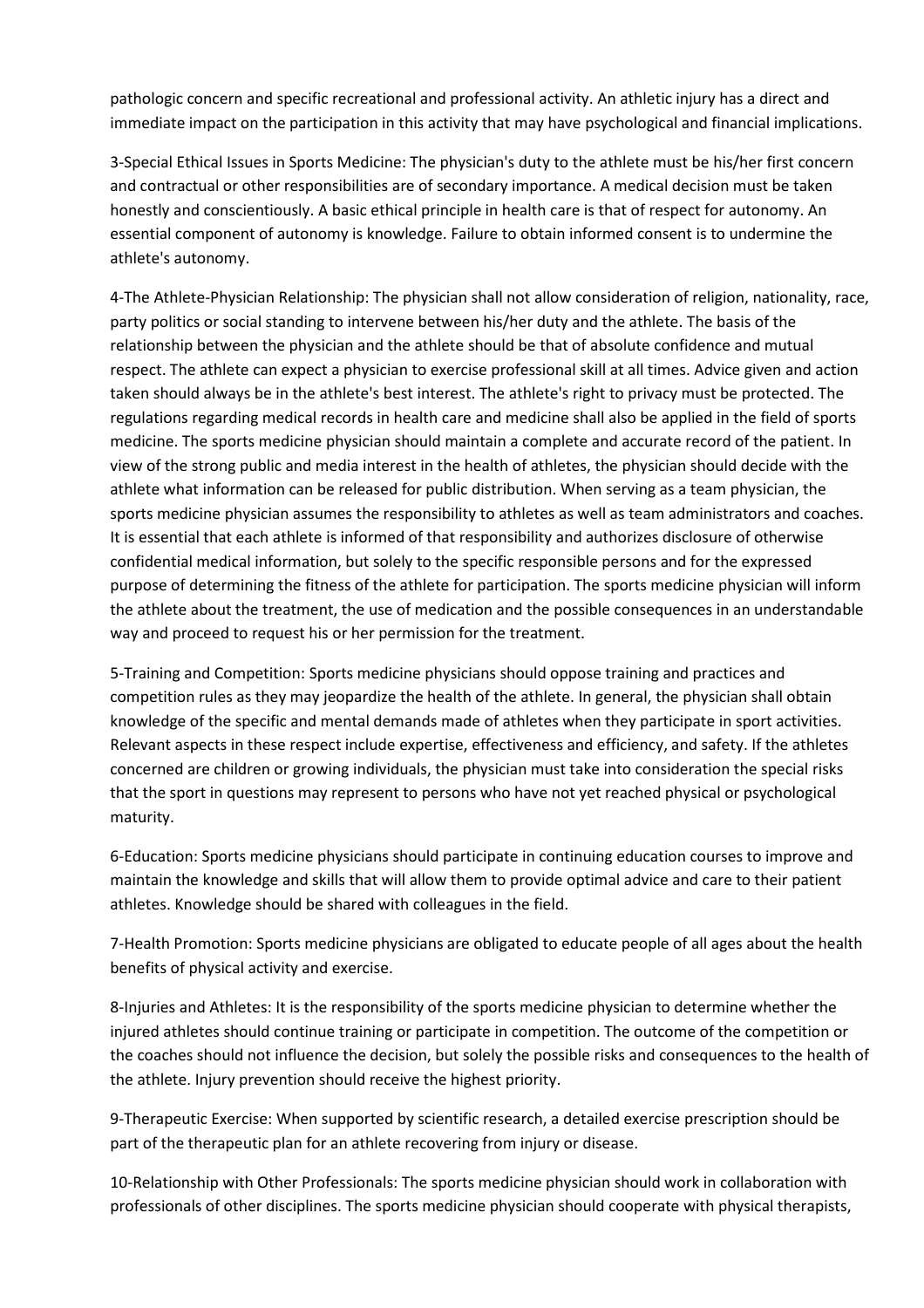pathologic concern and specific recreational and professional activity. An athletic injury has a direct and immediate impact on the participation in this activity that may have psychological and financial implications.

3-Special Ethical Issues in Sports Medicine: The physician's duty to the athlete must be his/her first concern and contractual or other responsibilities are of secondary importance. A medical decision must be taken honestly and conscientiously. A basic ethical principle in health care is that of respect for autonomy. An essential component of autonomy is knowledge. Failure to obtain informed consent is to undermine the athlete's autonomy.

4-The Athlete-Physician Relationship: The physician shall not allow consideration of religion, nationality, race, party politics or social standing to intervene between his/her duty and the athlete. The basis of the relationship between the physician and the athlete should be that of absolute confidence and mutual respect. The athlete can expect a physician to exercise professional skill at all times. Advice given and action taken should always be in the athlete's best interest. The athlete's right to privacy must be protected. The regulations regarding medical records in health care and medicine shall also be applied in the field of sports medicine. The sports medicine physician should maintain a complete and accurate record of the patient. In view of the strong public and media interest in the health of athletes, the physician should decide with the athlete what information can be released for public distribution. When serving as a team physician, the sports medicine physician assumes the responsibility to athletes as well as team administrators and coaches. It is essential that each athlete is informed of that responsibility and authorizes disclosure of otherwise confidential medical information, but solely to the specific responsible persons and for the expressed purpose of determining the fitness of the athlete for participation. The sports medicine physician will inform the athlete about the treatment, the use of medication and the possible consequences in an understandable way and proceed to request his or her permission for the treatment.

5-Training and Competition: Sports medicine physicians should oppose training and practices and competition rules as they may jeopardize the health of the athlete. In general, the physician shall obtain knowledge of the specific and mental demands made of athletes when they participate in sport activities. Relevant aspects in these respect include expertise, effectiveness and efficiency, and safety. If the athletes concerned are children or growing individuals, the physician must take into consideration the special risks that the sport in questions may represent to persons who have not yet reached physical or psychological maturity.

6-Education: Sports medicine physicians should participate in continuing education courses to improve and maintain the knowledge and skills that will allow them to provide optimal advice and care to their patient athletes. Knowledge should be shared with colleagues in the field.

7-Health Promotion: Sports medicine physicians are obligated to educate people of all ages about the health benefits of physical activity and exercise.

8-Injuries and Athletes: It is the responsibility of the sports medicine physician to determine whether the injured athletes should continue training or participate in competition. The outcome of the competition or the coaches should not influence the decision, but solely the possible risks and consequences to the health of the athlete. Injury prevention should receive the highest priority.

9-Therapeutic Exercise: When supported by scientific research, a detailed exercise prescription should be part of the therapeutic plan for an athlete recovering from injury or disease.

10-Relationship with Other Professionals: The sports medicine physician should work in collaboration with professionals of other disciplines. The sports medicine physician should cooperate with physical therapists,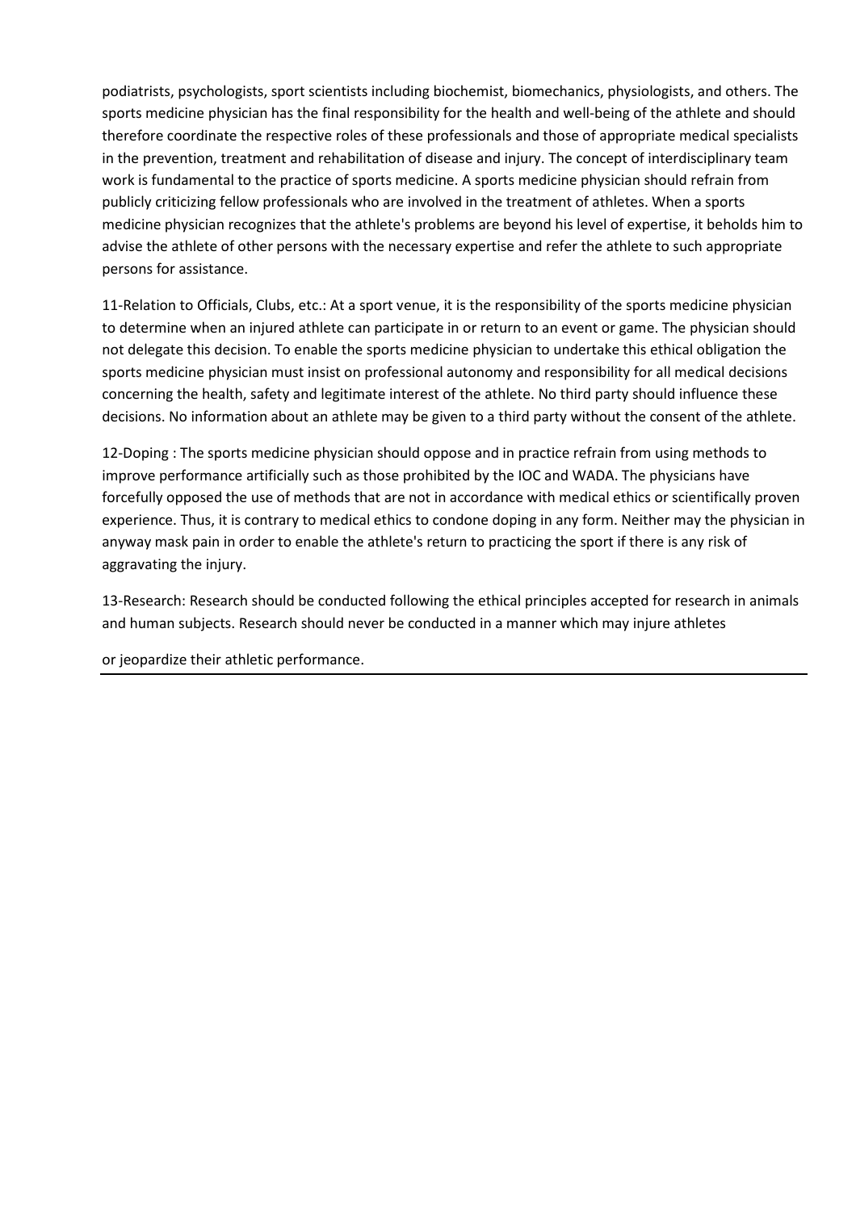podiatrists, psychologists, sport scientists including biochemist, biomechanics, physiologists, and others. The sports medicine physician has the final responsibility for the health and well-being of the athlete and should therefore coordinate the respective roles of these professionals and those of appropriate medical specialists in the prevention, treatment and rehabilitation of disease and injury. The concept of interdisciplinary team work is fundamental to the practice of sports medicine. A sports medicine physician should refrain from publicly criticizing fellow professionals who are involved in the treatment of athletes. When a sports medicine physician recognizes that the athlete's problems are beyond his level of expertise, it beholds him to advise the athlete of other persons with the necessary expertise and refer the athlete to such appropriate persons for assistance.

11-Relation to Officials, Clubs, etc.: At a sport venue, it is the responsibility of the sports medicine physician to determine when an injured athlete can participate in or return to an event or game. The physician should not delegate this decision. To enable the sports medicine physician to undertake this ethical obligation the sports medicine physician must insist on professional autonomy and responsibility for all medical decisions concerning the health, safety and legitimate interest of the athlete. No third party should influence these decisions. No information about an athlete may be given to a third party without the consent of the athlete.

12-Doping : The sports medicine physician should oppose and in practice refrain from using methods to improve performance artificially such as those prohibited by the IOC and WADA. The physicians have forcefully opposed the use of methods that are not in accordance with medical ethics or scientifically proven experience. Thus, it is contrary to medical ethics to condone doping in any form. Neither may the physician in anyway mask pain in order to enable the athlete's return to practicing the sport if there is any risk of aggravating the injury.

13-Research: Research should be conducted following the ethical principles accepted for research in animals and human subjects. Research should never be conducted in a manner which may injure athletes or jeopardize their athletic performance.